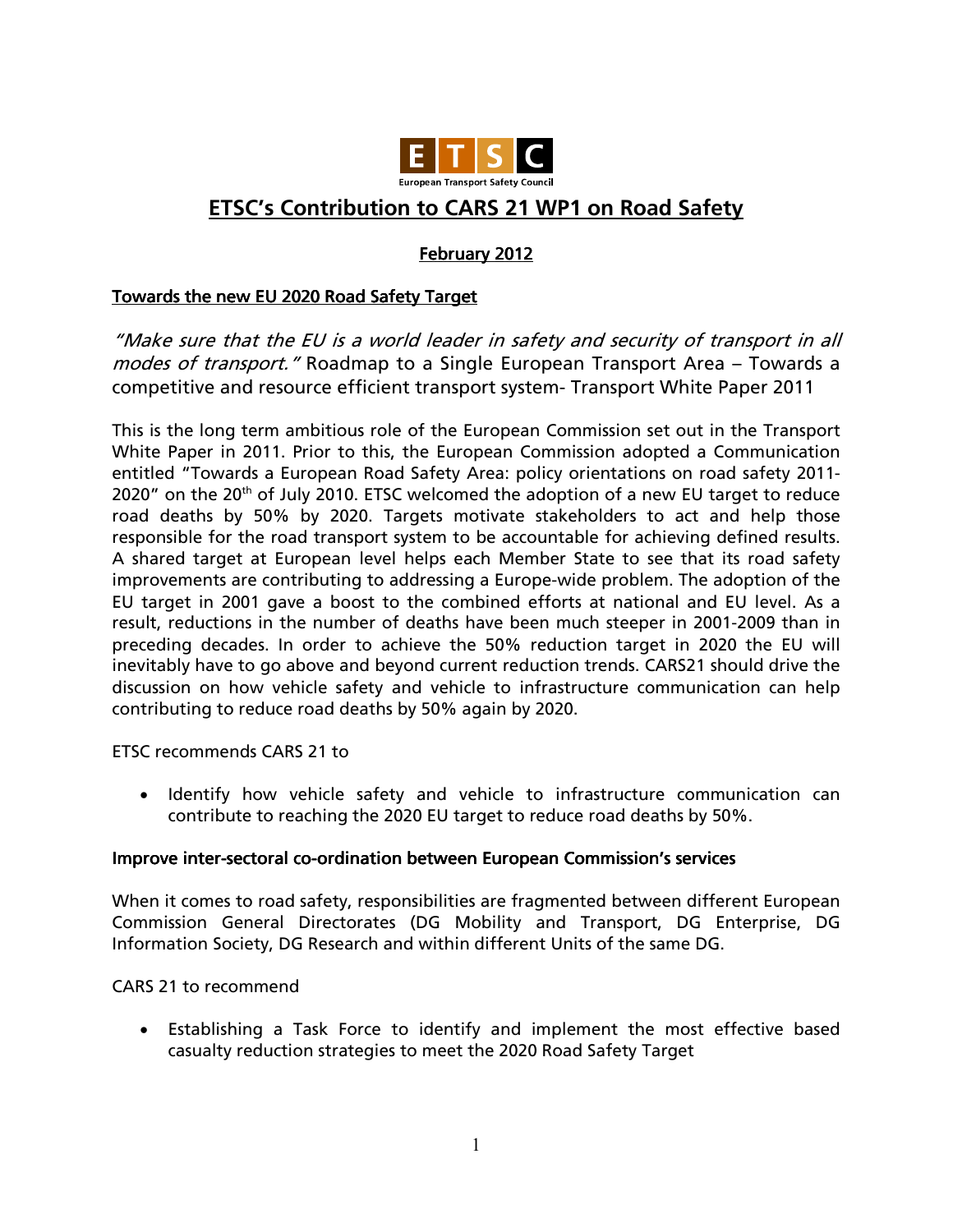# ETSC's Contribution to CARS 21 WP1 on Road Safety

February 2012

## Towards the new EU 2020 Road Safety Target

*"Make sure that the EU is a world leader in safety and security of transport in all modes of transport."* Roadmap to a Single European Transport Area – Towards a competitive and resource efficient transport system- Transport White Paper 2011

This is the long term ambitious role of the European Commission set out in the Transport White Paper in 2011. Prior to this, the European Commission adopted a Communication entitled "Towards a European Road Safety Area: policy orientations on road safety 2011-2020" on the 20th of July 2010. ETSC welcomed the adoption of a new EU target to reduce road deaths by 50% by 2020. Targets motivate stakeholders to act and help those responsible for the road transport system to be accountable for achieving defined results. A shared target at European level helps each Member State to see that its road safety improvements are contributing to addressing a Europe-wide problem. The adoption of the EU target in 2001 gave a boost to the combined efforts at national and EU level. As a result, reductions in the number of deaths have been much steeper in 2001-2009 than in preceding decades. In order to achieve the 50% reduction target in 2020 the EU will inevitably have to go above and beyond current reduction trends. CARS21 should drive the discussion on how vehicle safety and vehicle to infrastructure communication can help contributing to reduce road deaths by 50% again by 2020.

ETSC recommends CARS 21 to

- Identify how vehicle safety and vehicle to infrastructure communication can contribute to reaching the 2020 EU target to reduce road deaths by 50%.

## Improve inter-sectoral co-ordination between European Commission's services

When it comes to road safety, responsibilities are fragmented between different European Commission General Directorates (DG Mobility and Transport, DG Enterprise, DG Information Society, DG Research and within different Units of the same DG.

CARS 21 to recommend

- Establishing a Task Force to identify and implement the most effective based casualty reduction strategies to meet the 2020 Road Safety Target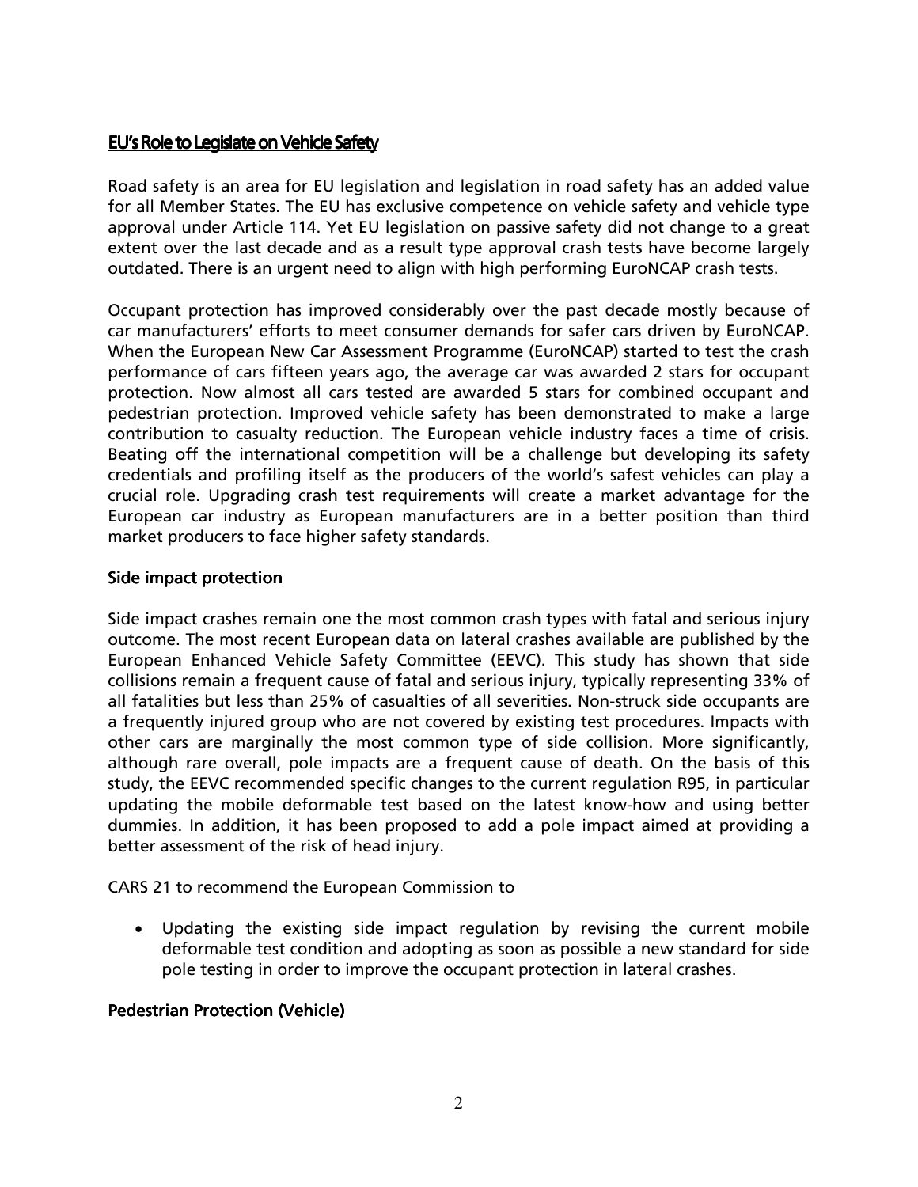## EU's Role to Legislate on Vehicle Safety

Road safety is an area for EU legislation and legislation in road safety has an added value for all Member States. The EU has exclusive competence on vehicle safety and vehicle type approval under Article 114. Yet EU legislation on passive safety did not change to a great extent over the last decade and as a result type approval crash tests have become largely outdated. There is an urgent need to align with high performing EuroNCAP crash tests.

Occupant protection has improved considerably over the past decade mostly because of car manufacturers' efforts to meet consumer demands for safer cars driven by EuroNCAP. When the European New Car Assessment Programme (EuroNCAP) started to test the crash performance of cars fifteen years ago, the average car was awarded 2 stars for occupant protection. Now almost all cars tested are awarded 5 stars for combined occupant and pedestrian protection. Improved vehicle safety has been demonstrated to make a large contribution to casualty reduction. The European vehicle industry faces a time of crisis. Beating off the international competition will be a challenge but developing its safety credentials and profiling itself as the producers of the world's safest vehicles can play a crucial role. Upgrading crash test requirements will create a market advantage for the European car industry as European manufacturers are in a better position than third market producers to face higher safety standards.

### Side impact protection

Side impact crashes remain one the most common crash types with fatal and serious injury outcome. The most recent European data on lateral crashes available are published by the European Enhanced Vehicle Safety Committee (EEVC). This study has shown that side collisions remain a frequent cause of fatal and serious injury, typically representing 33% of all fatalities but less than 25% of casualties of all severities. Non-struck side occupants are a frequently injured group who are not covered by existing test procedures. Impacts with other cars are marginally the most common type of side collision. More significantly, although rare overall, pole impacts are a frequent cause of death. On the basis of this study, the EEVC recommended specific changes to the current regulation R95, in particular updating the mobile deformable test based on the latest know-how and using better dummies. In addition, it has been proposed to add a pole impact aimed at providing a better assessment of the risk of head injury.

CARS 21 to recommend the European Commission to

- Updating the existing side impact regulation by revising the current mobile deformable test condition and adopting as soon as possible a new standard for side pole testing in order to improve the occupant protection in lateral crashes.

### Pedestrian Protection (Vehicle)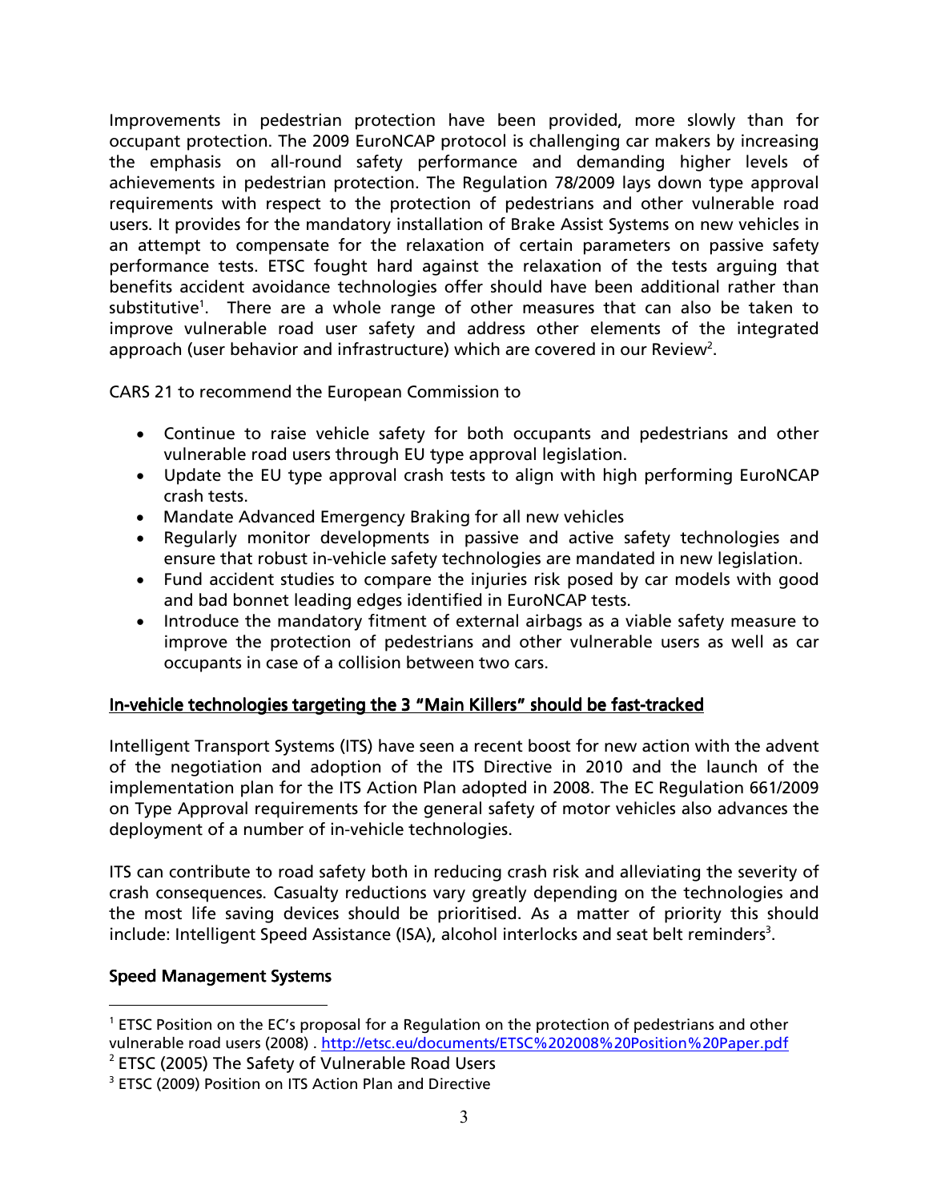Improvements in pedestrian protection have been provided, more slowly than for occupant protection. The 2009 EuroNCAP protocol is challenging car makers by increasing the emphasis on all-round safety performance and demanding higher levels of achievements in pedestrian protection. The Regulation 78/2009 lays down type approval requirements with respect to the protection of pedestrians and other vulnerable road users. It provides for the mandatory installation of Brake Assist Systems on new vehicles in an attempt to compensate for the relaxation of certain parameters on passive safety performance tests. ETSC fought hard against the relaxation of the tests arguing that benefits accident avoidance technologies offer should have been additional rather than substitutive[1]. There are a whole range of other measures that can also be taken to improve vulnerable road user safety and address other elements of the integrated approach (user behavior and infrastructure) which are covered in our Review[2].

CARS 21 to recommend the European Commission to

- Continue to raise vehicle safety for both occupants and pedestrians and other vulnerable road users through EU type approval legislation.
- Update the EU type approval crash tests to align with high performing EuroNCAP crash tests.
- Mandate Advanced Emergency Braking for all new vehicles
- Regularly monitor developments in passive and active safety technologies and ensure that robust in-vehicle safety technologies are mandated in new legislation.
- Fund accident studies to compare the injuries risk posed by car models with good and bad bonnet leading edges identified in EuroNCAP tests.
- Introduce the mandatory fitment of external airbags as a viable safety measure to improve the protection of pedestrians and other vulnerable users as well as car occupants in case of a collision between two cars.

## In-vehicle technologies targeting the 3 "Main Killers" should be fast-tracked

Intelligent Transport Systems (ITS) have seen a recent boost for new action with the advent of the negotiation and adoption of the ITS Directive in 2010 and the launch of the implementation plan for the ITS Action Plan adopted in 2008. The EC Regulation 661/2009 on Type Approval requirements for the general safety of motor vehicles also advances the deployment of a number of in-vehicle technologies.

ITS can contribute to road safety both in reducing crash risk and alleviating the severity of crash consequences. Casualty reductions vary greatly depending on the technologies and the most life saving devices should be prioritised. As a matter of priority this should include: Intelligent Speed Assistance (ISA), alcohol interlocks and seat belt reminders[3].

### Speed Management Systems

---

[1] ETSC Position on the EC's proposal for a Regulation on the protection of pedestrians and other vulnerable road users (2008) . http://etsc.eu/documents/ETSC%202008%20Position%20Paper.pdf

[2] ETSC (2005) The Safety of Vulnerable Road Users

[3] ETSC (2009) Position on ITS Action Plan and Directive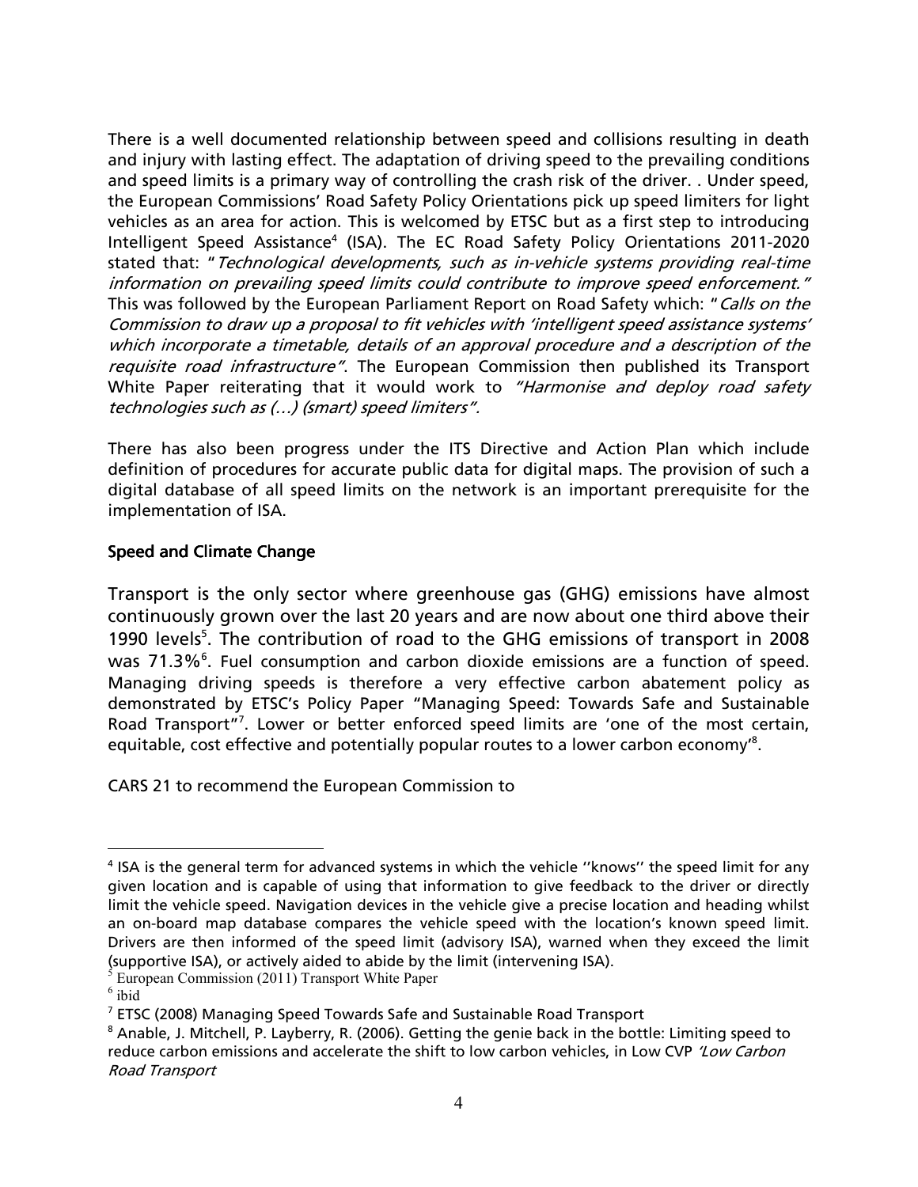There is a well documented relationship between speed and collisions resulting in death and injury with lasting effect. The adaptation of driving speed to the prevailing conditions and speed limits is a primary way of controlling the crash risk of the driver. . Under speed, the European Commissions' Road Safety Policy Orientations pick up speed limiters for light vehicles as an area for action. This is welcomed by ETSC but as a first step to introducing Intelligent Speed Assistance[4] (ISA). The EC Road Safety Policy Orientations 2011-2020 stated that: "*Technological developments, such as in-vehicle systems providing real-time information on prevailing speed limits could contribute to improve speed enforcement.*" This was followed by the European Parliament Report on Road Safety which: "*Calls on the Commission to draw up a proposal to fit vehicles with 'intelligent speed assistance systems' which incorporate a timetable, details of an approval procedure and a description of the requisite road infrastructure*". The European Commission then published its Transport White Paper reiterating that it would work to *"Harmonise and deploy road safety technologies such as (…) (smart) speed limiters"*.

There has also been progress under the ITS Directive and Action Plan which include definition of procedures for accurate public data for digital maps. The provision of such a digital database of all speed limits on the network is an important prerequisite for the implementation of ISA.

## Speed and Climate Change

Transport is the only sector where greenhouse gas (GHG) emissions have almost continuously grown over the last 20 years and are now about one third above their 1990 levels[5]. The contribution of road to the GHG emissions of transport in 2008 was 71.3%[6]. Fuel consumption and carbon dioxide emissions are a function of speed. Managing driving speeds is therefore a very effective carbon abatement policy as demonstrated by ETSC's Policy Paper "Managing Speed: Towards Safe and Sustainable Road Transport"[7]. Lower or better enforced speed limits are 'one of the most certain, equitable, cost effective and potentially popular routes to a lower carbon economy'[8].

CARS 21 to recommend the European Commission to

---

[4] ISA is the general term for advanced systems in which the vehicle ''knows'' the speed limit for any given location and is capable of using that information to give feedback to the driver or directly limit the vehicle speed. Navigation devices in the vehicle give a precise location and heading whilst an on-board map database compares the vehicle speed with the location's known speed limit. Drivers are then informed of the speed limit (advisory ISA), warned when they exceed the limit (supportive ISA), or actively aided to abide by the limit (intervening ISA).

[5] European Commission (2011) Transport White Paper

[6] ibid

[7] ETSC (2008) Managing Speed Towards Safe and Sustainable Road Transport

[8] Anable, J. Mitchell, P. Layberry, R. (2006). Getting the genie back in the bottle: Limiting speed to reduce carbon emissions and accelerate the shift to low carbon vehicles, in Low CVP *'Low Carbon Road Transport*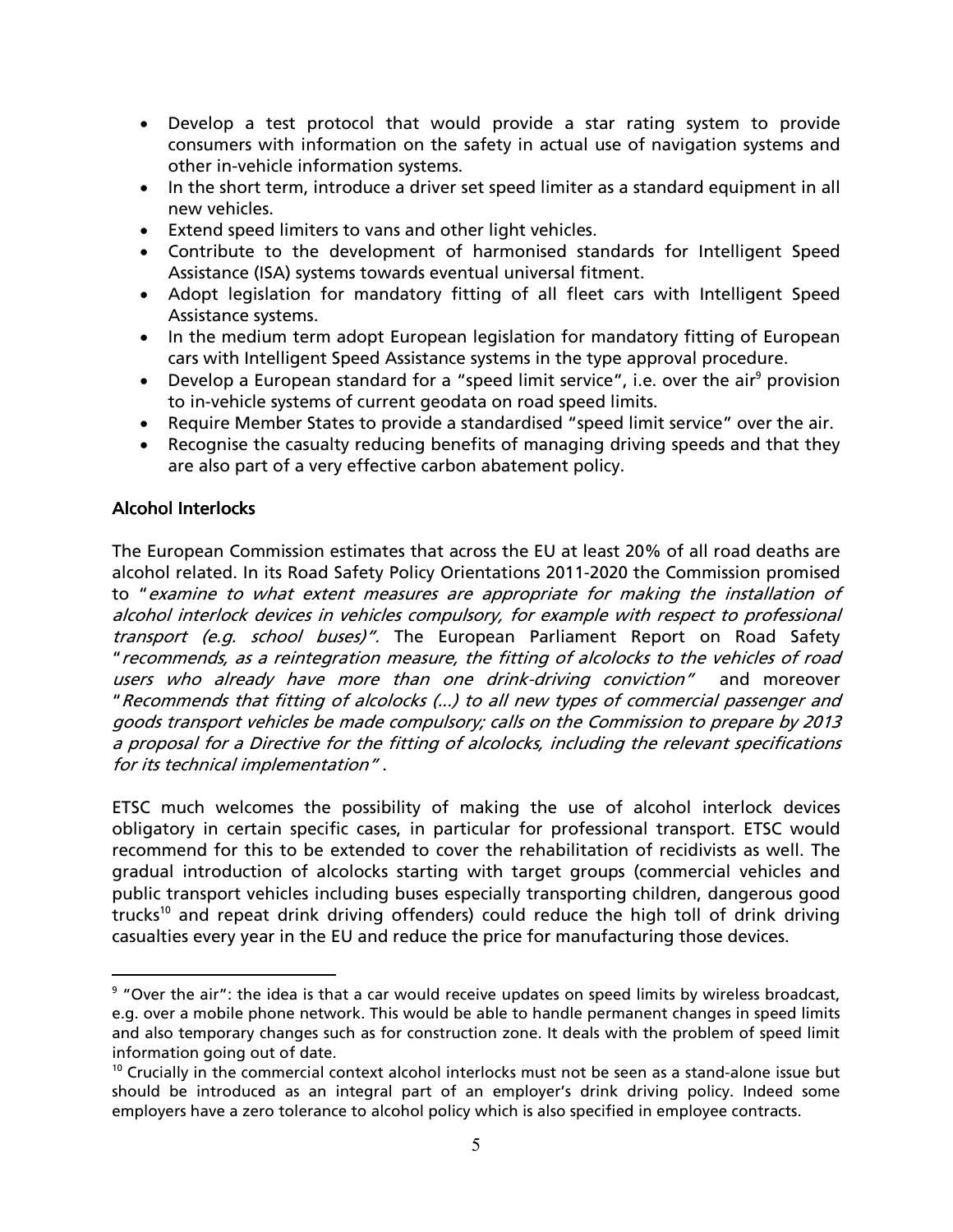- Develop a test protocol that would provide a star rating system to provide consumers with information on the safety in actual use of navigation systems and other in-vehicle information systems.
- In the short term, introduce a driver set speed limiter as a standard equipment in all new vehicles.
- Extend speed limiters to vans and other light vehicles.
- Contribute to the development of harmonised standards for Intelligent Speed Assistance (ISA) systems towards eventual universal fitment.
- Adopt legislation for mandatory fitting of all fleet cars with Intelligent Speed Assistance systems.
- In the medium term adopt European legislation for mandatory fitting of European cars with Intelligent Speed Assistance systems in the type approval procedure.
- Develop a European standard for a "speed limit service", i.e. over the air[9] provision to in-vehicle systems of current geodata on road speed limits.
- Require Member States to provide a standardised "speed limit service" over the air.
- Recognise the casualty reducing benefits of managing driving speeds and that they are also part of a very effective carbon abatement policy.

## Alcohol Interlocks

The European Commission estimates that across the EU at least 20% of all road deaths are alcohol related. In its Road Safety Policy Orientations 2011-2020 the Commission promised to "*examine to what extent measures are appropriate for making the installation of alcohol interlock devices in vehicles compulsory, for example with respect to professional transport (e.g. school buses)"*. The European Parliament Report on Road Safety "*recommends, as a reintegration measure, the fitting of alcolocks to the vehicles of road users who already have more than one drink-driving conviction"* and moreover "*Recommends that fitting of alcolocks (…) to all new types of commercial passenger and goods transport vehicles be made compulsory; calls on the Commission to prepare by 2013 a proposal for a Directive for the fitting of alcolocks, including the relevant specifications for its technical implementation"* .

ETSC much welcomes the possibility of making the use of alcohol interlock devices obligatory in certain specific cases, in particular for professional transport. ETSC would recommend for this to be extended to cover the rehabilitation of recidivists as well. The gradual introduction of alcolocks starting with target groups (commercial vehicles and public transport vehicles including buses especially transporting children, dangerous good trucks[10] and repeat drink driving offenders) could reduce the high toll of drink driving casualties every year in the EU and reduce the price for manufacturing those devices.

---

[9] "Over the air": the idea is that a car would receive updates on speed limits by wireless broadcast, e.g. over a mobile phone network. This would be able to handle permanent changes in speed limits and also temporary changes such as for construction zone. It deals with the problem of speed limit information going out of date.

[10] Crucially in the commercial context alcohol interlocks must not be seen as a stand-alone issue but should be introduced as an integral part of an employer's drink driving policy. Indeed some employers have a zero tolerance to alcohol policy which is also specified in employee contracts.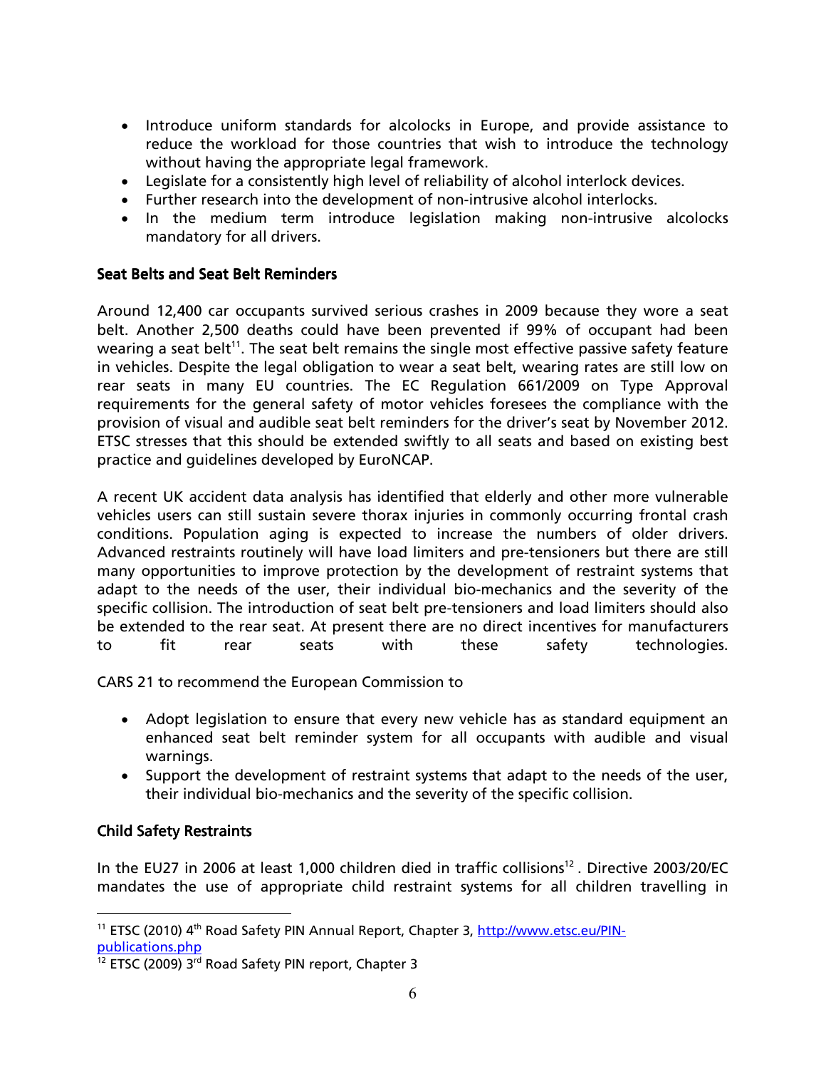- Introduce uniform standards for alcolocks in Europe, and provide assistance to reduce the workload for those countries that wish to introduce the technology without having the appropriate legal framework.
- Legislate for a consistently high level of reliability of alcohol interlock devices.
- Further research into the development of non-intrusive alcohol interlocks.
- In the medium term introduce legislation making non-intrusive alcolocks mandatory for all drivers.

### Seat Belts and Seat Belt Reminders

Around 12,400 car occupants survived serious crashes in 2009 because they wore a seat belt. Another 2,500 deaths could have been prevented if 99% of occupant had been wearing a seat belt[11]. The seat belt remains the single most effective passive safety feature in vehicles. Despite the legal obligation to wear a seat belt, wearing rates are still low on rear seats in many EU countries. The EC Regulation 661/2009 on Type Approval requirements for the general safety of motor vehicles foresees the compliance with the provision of visual and audible seat belt reminders for the driver's seat by November 2012. ETSC stresses that this should be extended swiftly to all seats and based on existing best practice and guidelines developed by EuroNCAP.

A recent UK accident data analysis has identified that elderly and other more vulnerable vehicles users can still sustain severe thorax injuries in commonly occurring frontal crash conditions. Population aging is expected to increase the numbers of older drivers. Advanced restraints routinely will have load limiters and pre-tensioners but there are still many opportunities to improve protection by the development of restraint systems that adapt to the needs of the user, their individual bio-mechanics and the severity of the specific collision. The introduction of seat belt pre-tensioners and load limiters should also be extended to the rear seat. At present there are no direct incentives for manufacturers to fit rear seats with these safety technologies.

CARS 21 to recommend the European Commission to

- Adopt legislation to ensure that every new vehicle has as standard equipment an enhanced seat belt reminder system for all occupants with audible and visual warnings.
- Support the development of restraint systems that adapt to the needs of the user, their individual bio-mechanics and the severity of the specific collision.

### Child Safety Restraints

In the EU27 in 2006 at least 1,000 children died in traffic collisions[12] . Directive 2003/20/EC mandates the use of appropriate child restraint systems for all children travelling in

---

[11] ETSC (2010) 4th Road Safety PIN Annual Report, Chapter 3, http://www.etsc.eu/PIN-publications.php

[12] ETSC (2009) 3rd Road Safety PIN report, Chapter 3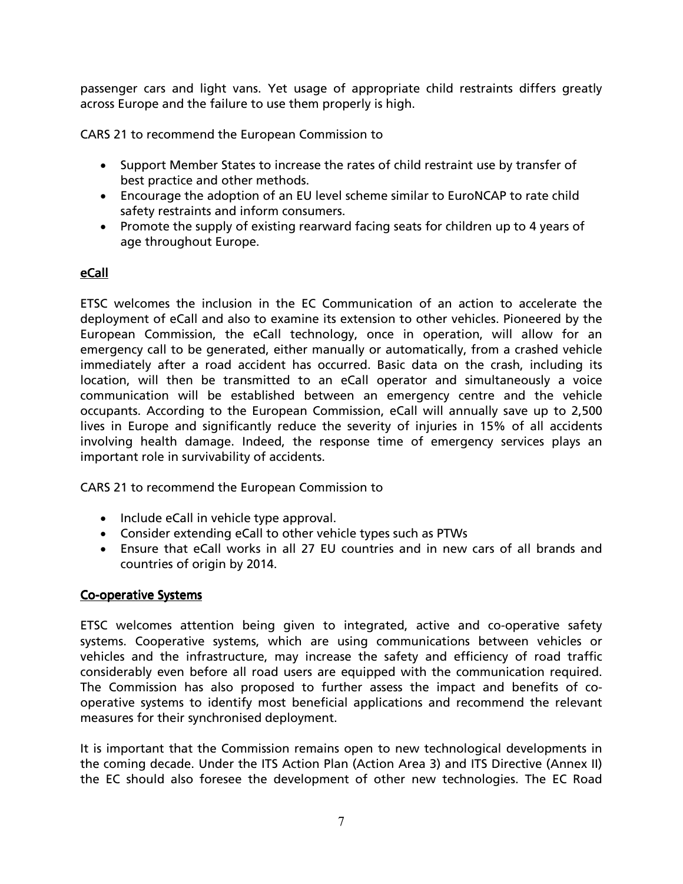passenger cars and light vans. Yet usage of appropriate child restraints differs greatly across Europe and the failure to use them properly is high.

CARS 21 to recommend the European Commission to

- Support Member States to increase the rates of child restraint use by transfer of best practice and other methods.
- Encourage the adoption of an EU level scheme similar to EuroNCAP to rate child safety restraints and inform consumers.
- Promote the supply of existing rearward facing seats for children up to 4 years of age throughout Europe.

## eCall

ETSC welcomes the inclusion in the EC Communication of an action to accelerate the deployment of eCall and also to examine its extension to other vehicles. Pioneered by the European Commission, the eCall technology, once in operation, will allow for an emergency call to be generated, either manually or automatically, from a crashed vehicle immediately after a road accident has occurred. Basic data on the crash, including its location, will then be transmitted to an eCall operator and simultaneously a voice communication will be established between an emergency centre and the vehicle occupants. According to the European Commission, eCall will annually save up to 2,500 lives in Europe and significantly reduce the severity of injuries in 15% of all accidents involving health damage. Indeed, the response time of emergency services plays an important role in survivability of accidents.

CARS 21 to recommend the European Commission to

- Include eCall in vehicle type approval.
- Consider extending eCall to other vehicle types such as PTWs
- Ensure that eCall works in all 27 EU countries and in new cars of all brands and countries of origin by 2014.

## Co-operative Systems

ETSC welcomes attention being given to integrated, active and co-operative safety systems. Cooperative systems, which are using communications between vehicles or vehicles and the infrastructure, may increase the safety and efficiency of road traffic considerably even before all road users are equipped with the communication required. The Commission has also proposed to further assess the impact and benefits of co-operative systems to identify most beneficial applications and recommend the relevant measures for their synchronised deployment.

It is important that the Commission remains open to new technological developments in the coming decade. Under the ITS Action Plan (Action Area 3) and ITS Directive (Annex II) the EC should also foresee the development of other new technologies. The EC Road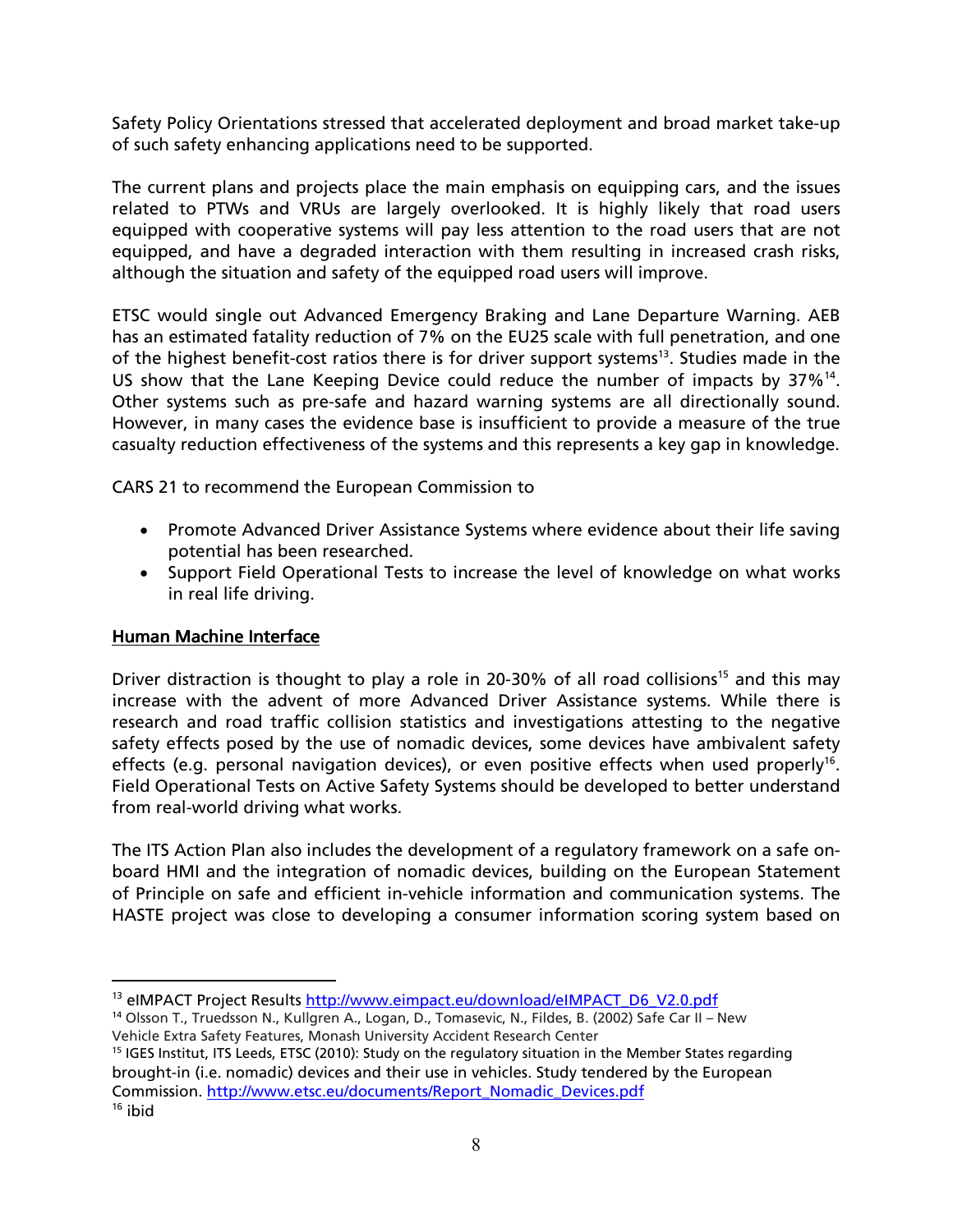Safety Policy Orientations stressed that accelerated deployment and broad market take-up of such safety enhancing applications need to be supported.

The current plans and projects place the main emphasis on equipping cars, and the issues related to PTWs and VRUs are largely overlooked. It is highly likely that road users equipped with cooperative systems will pay less attention to the road users that are not equipped, and have a degraded interaction with them resulting in increased crash risks, although the situation and safety of the equipped road users will improve.

ETSC would single out Advanced Emergency Braking and Lane Departure Warning. AEB has an estimated fatality reduction of 7% on the EU25 scale with full penetration, and one of the highest benefit-cost ratios there is for driver support systems[13]. Studies made in the US show that the Lane Keeping Device could reduce the number of impacts by 37%[14]. Other systems such as pre-safe and hazard warning systems are all directionally sound. However, in many cases the evidence base is insufficient to provide a measure of the true casualty reduction effectiveness of the systems and this represents a key gap in knowledge.

CARS 21 to recommend the European Commission to

- Promote Advanced Driver Assistance Systems where evidence about their life saving potential has been researched.
- Support Field Operational Tests to increase the level of knowledge on what works in real life driving.

## Human Machine Interface

Driver distraction is thought to play a role in 20-30% of all road collisions[15] and this may increase with the advent of more Advanced Driver Assistance systems. While there is research and road traffic collision statistics and investigations attesting to the negative safety effects posed by the use of nomadic devices, some devices have ambivalent safety effects (e.g. personal navigation devices), or even positive effects when used properly[16]. Field Operational Tests on Active Safety Systems should be developed to better understand from real-world driving what works.

The ITS Action Plan also includes the development of a regulatory framework on a safe on-board HMI and the integration of nomadic devices, building on the European Statement of Principle on safe and efficient in-vehicle information and communication systems. The HASTE project was close to developing a consumer information scoring system based on

---

[13] eIMPACT Project Results http://www.eimpact.eu/download/eIMPACT_D6_V2.0.pdf

[14] Olsson T., Truedsson N., Kullgren A., Logan, D., Tomasevic, N., Fildes, B. (2002) Safe Car II – New Vehicle Extra Safety Features, Monash University Accident Research Center

[15] IGES Institut, ITS Leeds, ETSC (2010): Study on the regulatory situation in the Member States regarding brought-in (i.e. nomadic) devices and their use in vehicles. Study tendered by the European Commission. http://www.etsc.eu/documents/Report_Nomadic_Devices.pdf

[16] ibid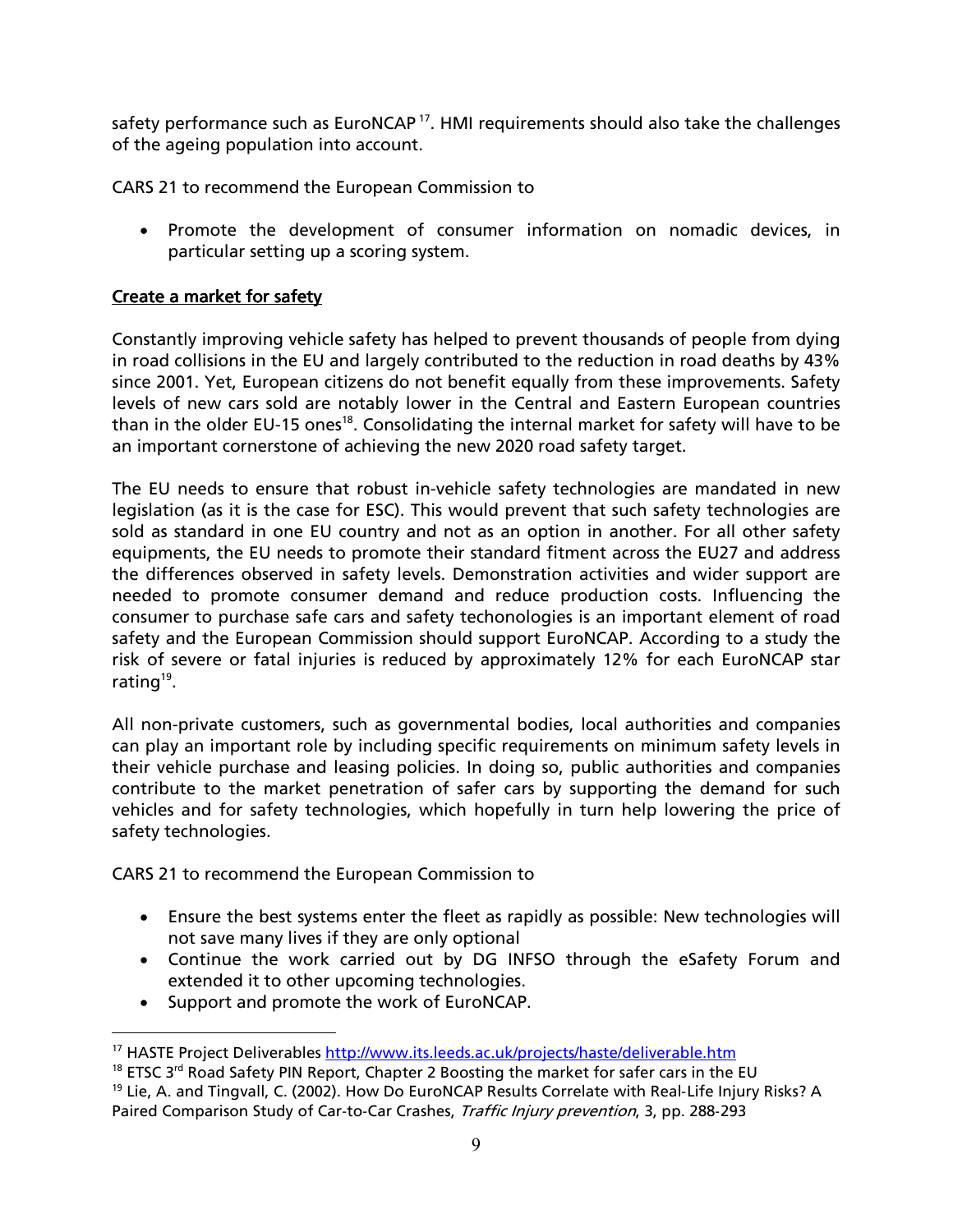safety performance such as EuroNCAP [17]. HMI requirements should also take the challenges of the ageing population into account.

CARS 21 to recommend the European Commission to

- Promote the development of consumer information on nomadic devices, in particular setting up a scoring system.

## Create a market for safety

Constantly improving vehicle safety has helped to prevent thousands of people from dying in road collisions in the EU and largely contributed to the reduction in road deaths by 43% since 2001. Yet, European citizens do not benefit equally from these improvements. Safety levels of new cars sold are notably lower in the Central and Eastern European countries than in the older EU-15 ones[18]. Consolidating the internal market for safety will have to be an important cornerstone of achieving the new 2020 road safety target.

The EU needs to ensure that robust in-vehicle safety technologies are mandated in new legislation (as it is the case for ESC). This would prevent that such safety technologies are sold as standard in one EU country and not as an option in another. For all other safety equipments, the EU needs to promote their standard fitment across the EU27 and address the differences observed in safety levels. Demonstration activities and wider support are needed to promote consumer demand and reduce production costs. Influencing the consumer to purchase safe cars and safety techonologies is an important element of road safety and the European Commission should support EuroNCAP. According to a study the risk of severe or fatal injuries is reduced by approximately 12% for each EuroNCAP star rating[19].

All non-private customers, such as governmental bodies, local authorities and companies can play an important role by including specific requirements on minimum safety levels in their vehicle purchase and leasing policies. In doing so, public authorities and companies contribute to the market penetration of safer cars by supporting the demand for such vehicles and for safety technologies, which hopefully in turn help lowering the price of safety technologies.

CARS 21 to recommend the European Commission to

- Ensure the best systems enter the fleet as rapidly as possible: New technologies will not save many lives if they are only optional
- Continue the work carried out by DG INFSO through the eSafety Forum and extended it to other upcoming technologies.
- Support and promote the work of EuroNCAP.

---

[17] HASTE Project Deliverables http://www.its.leeds.ac.uk/projects/haste/deliverable.htm

[18] ETSC 3rd Road Safety PIN Report, Chapter 2 Boosting the market for safer cars in the EU

[19] Lie, A. and Tingvall, C. (2002). How Do EuroNCAP Results Correlate with Real-Life Injury Risks? A Paired Comparison Study of Car-to-Car Crashes, *Traffic Injury prevention*, 3, pp. 288-293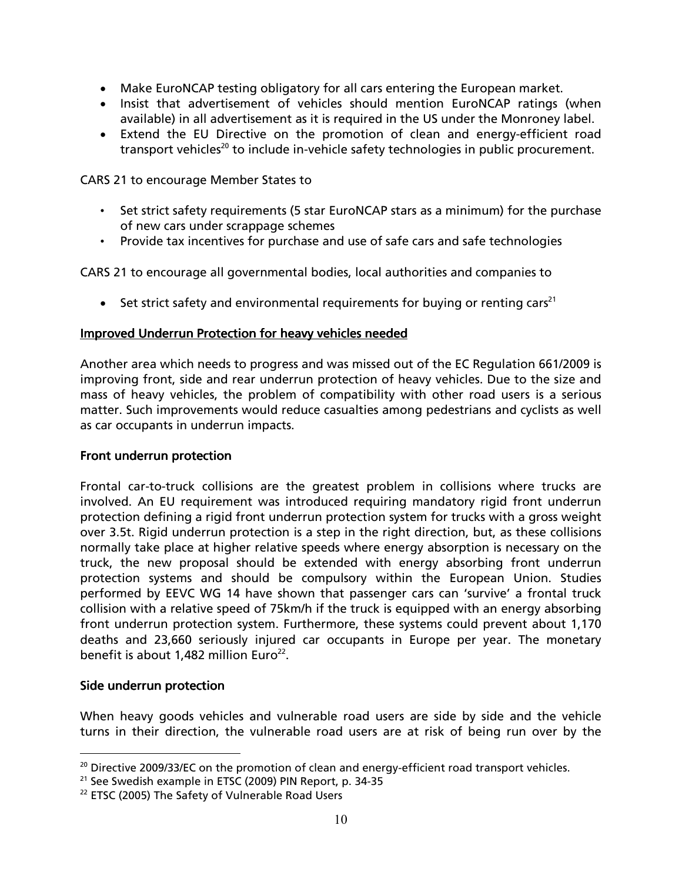- Make EuroNCAP testing obligatory for all cars entering the European market.
- Insist that advertisement of vehicles should mention EuroNCAP ratings (when available) in all advertisement as it is required in the US under the Monroney label.
- Extend the EU Directive on the promotion of clean and energy-efficient road transport vehicles[20] to include in-vehicle safety technologies in public procurement.

CARS 21 to encourage Member States to

- Set strict safety requirements (5 star EuroNCAP stars as a minimum) for the purchase of new cars under scrappage schemes
- Provide tax incentives for purchase and use of safe cars and safe technologies

CARS 21 to encourage all governmental bodies, local authorities and companies to

- Set strict safety and environmental requirements for buying or renting cars[21]

## Improved Underrun Protection for heavy vehicles needed

Another area which needs to progress and was missed out of the EC Regulation 661/2009 is improving front, side and rear underrun protection of heavy vehicles. Due to the size and mass of heavy vehicles, the problem of compatibility with other road users is a serious matter. Such improvements would reduce casualties among pedestrians and cyclists as well as car occupants in underrun impacts.

### Front underrun protection

Frontal car-to-truck collisions are the greatest problem in collisions where trucks are involved. An EU requirement was introduced requiring mandatory rigid front underrun protection defining a rigid front underrun protection system for trucks with a gross weight over 3.5t. Rigid underrun protection is a step in the right direction, but, as these collisions normally take place at higher relative speeds where energy absorption is necessary on the truck, the new proposal should be extended with energy absorbing front underrun protection systems and should be compulsory within the European Union. Studies performed by EEVC WG 14 have shown that passenger cars can 'survive' a frontal truck collision with a relative speed of 75km/h if the truck is equipped with an energy absorbing front underrun protection system. Furthermore, these systems could prevent about 1,170 deaths and 23,660 seriously injured car occupants in Europe per year. The monetary benefit is about 1,482 million Euro[22].

### Side underrun protection

When heavy goods vehicles and vulnerable road users are side by side and the vehicle turns in their direction, the vulnerable road users are at risk of being run over by the

[20] Directive 2009/33/EC on the promotion of clean and energy-efficient road transport vehicles.

[21] See Swedish example in ETSC (2009) PIN Report, p. 34-35

[22] ETSC (2005) The Safety of Vulnerable Road Users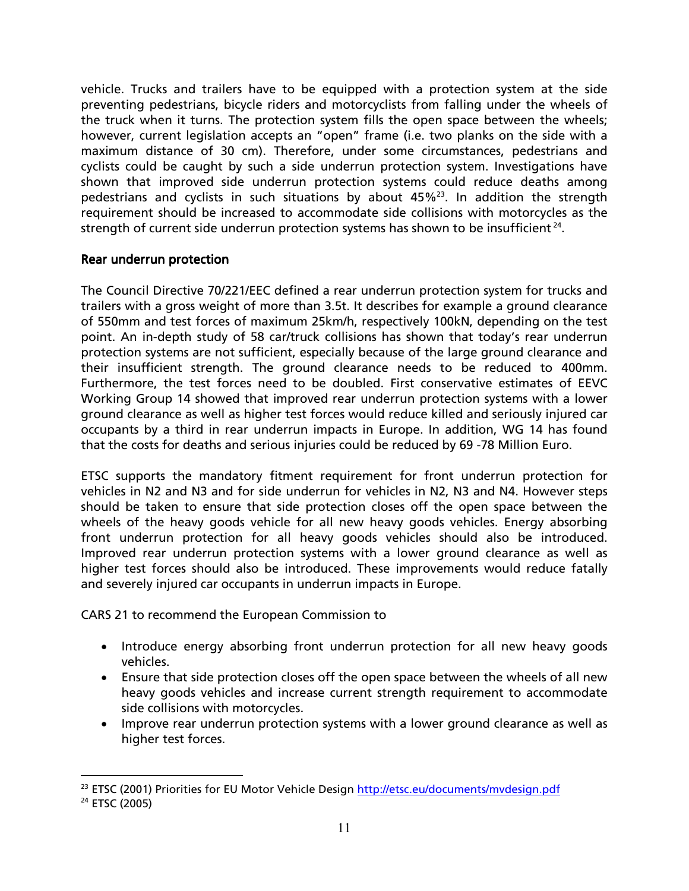vehicle. Trucks and trailers have to be equipped with a protection system at the side preventing pedestrians, bicycle riders and motorcyclists from falling under the wheels of the truck when it turns. The protection system fills the open space between the wheels; however, current legislation accepts an "open" frame (i.e. two planks on the side with a maximum distance of 30 cm). Therefore, under some circumstances, pedestrians and cyclists could be caught by such a side underrun protection system. Investigations have shown that improved side underrun protection systems could reduce deaths among pedestrians and cyclists in such situations by about 45%[23]. In addition the strength requirement should be increased to accommodate side collisions with motorcycles as the strength of current side underrun protection systems has shown to be insufficient[24].

### Rear underrun protection

The Council Directive 70/221/EEC defined a rear underrun protection system for trucks and trailers with a gross weight of more than 3.5t. It describes for example a ground clearance of 550mm and test forces of maximum 25km/h, respectively 100kN, depending on the test point. An in-depth study of 58 car/truck collisions has shown that today's rear underrun protection systems are not sufficient, especially because of the large ground clearance and their insufficient strength. The ground clearance needs to be reduced to 400mm. Furthermore, the test forces need to be doubled. First conservative estimates of EEVC Working Group 14 showed that improved rear underrun protection systems with a lower ground clearance as well as higher test forces would reduce killed and seriously injured car occupants by a third in rear underrun impacts in Europe. In addition, WG 14 has found that the costs for deaths and serious injuries could be reduced by 69 -78 Million Euro.

ETSC supports the mandatory fitment requirement for front underrun protection for vehicles in N2 and N3 and for side underrun for vehicles in N2, N3 and N4. However steps should be taken to ensure that side protection closes off the open space between the wheels of the heavy goods vehicle for all new heavy goods vehicles. Energy absorbing front underrun protection for all heavy goods vehicles should also be introduced. Improved rear underrun protection systems with a lower ground clearance as well as higher test forces should also be introduced. These improvements would reduce fatally and severely injured car occupants in underrun impacts in Europe.

CARS 21 to recommend the European Commission to

- Introduce energy absorbing front underrun protection for all new heavy goods vehicles.
- Ensure that side protection closes off the open space between the wheels of all new heavy goods vehicles and increase current strength requirement to accommodate side collisions with motorcycles.
- Improve rear underrun protection systems with a lower ground clearance as well as higher test forces.

[23] ETSC (2001) Priorities for EU Motor Vehicle Design http://etsc.eu/documents/mvdesign.pdf

[24] ETSC (2005)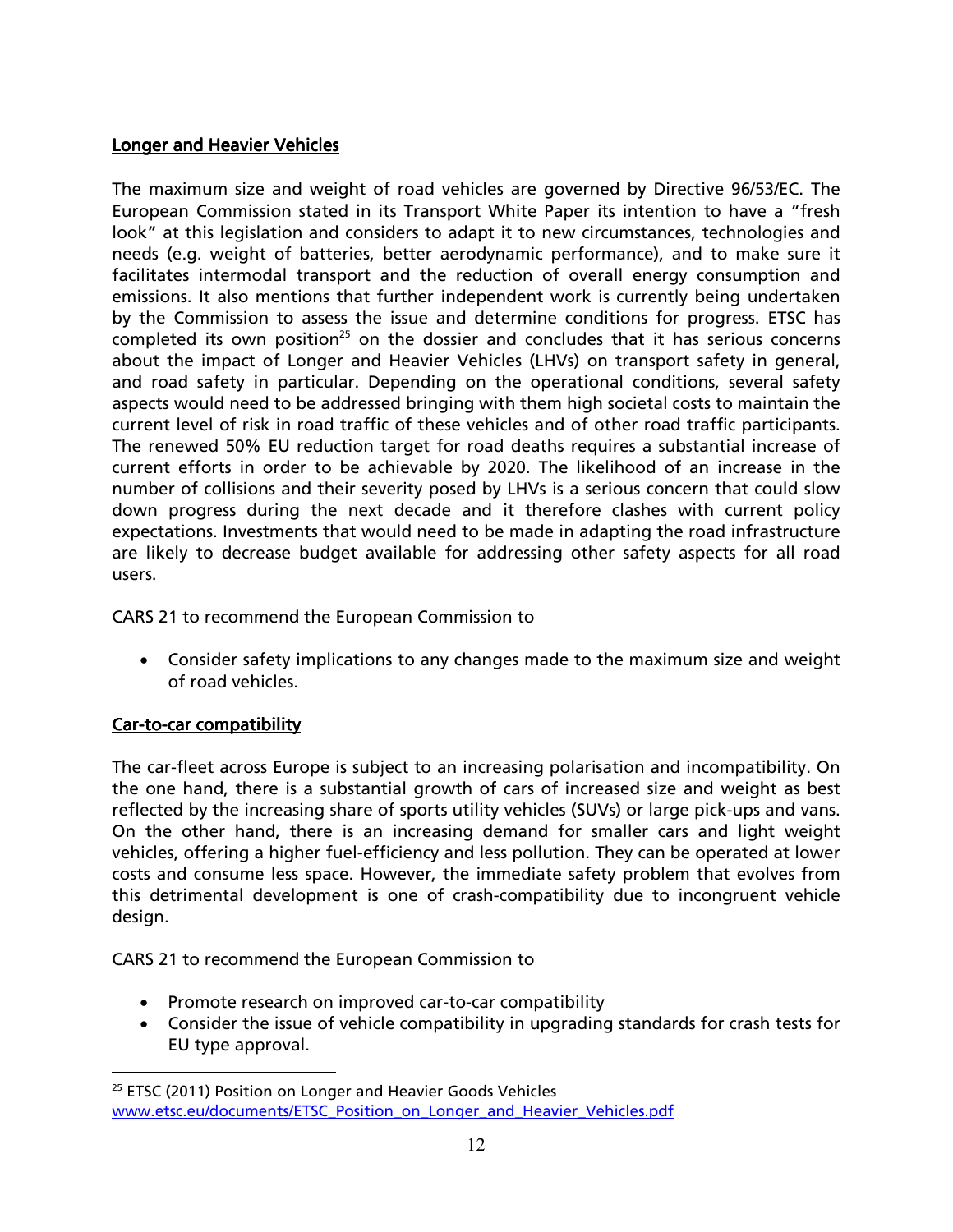## Longer and Heavier Vehicles

The maximum size and weight of road vehicles are governed by Directive 96/53/EC. The European Commission stated in its Transport White Paper its intention to have a "fresh look" at this legislation and considers to adapt it to new circumstances, technologies and needs (e.g. weight of batteries, better aerodynamic performance), and to make sure it facilitates intermodal transport and the reduction of overall energy consumption and emissions. It also mentions that further independent work is currently being undertaken by the Commission to assess the issue and determine conditions for progress. ETSC has completed its own position[25] on the dossier and concludes that it has serious concerns about the impact of Longer and Heavier Vehicles (LHVs) on transport safety in general, and road safety in particular. Depending on the operational conditions, several safety aspects would need to be addressed bringing with them high societal costs to maintain the current level of risk in road traffic of these vehicles and of other road traffic participants. The renewed 50% EU reduction target for road deaths requires a substantial increase of current efforts in order to be achievable by 2020. The likelihood of an increase in the number of collisions and their severity posed by LHVs is a serious concern that could slow down progress during the next decade and it therefore clashes with current policy expectations. Investments that would need to be made in adapting the road infrastructure are likely to decrease budget available for addressing other safety aspects for all road users.

CARS 21 to recommend the European Commission to

- Consider safety implications to any changes made to the maximum size and weight of road vehicles.

## Car-to-car compatibility

The car-fleet across Europe is subject to an increasing polarisation and incompatibility. On the one hand, there is a substantial growth of cars of increased size and weight as best reflected by the increasing share of sports utility vehicles (SUVs) or large pick-ups and vans. On the other hand, there is an increasing demand for smaller cars and light weight vehicles, offering a higher fuel-efficiency and less pollution. They can be operated at lower costs and consume less space. However, the immediate safety problem that evolves from this detrimental development is one of crash-compatibility due to incongruent vehicle design.

CARS 21 to recommend the European Commission to

- Promote research on improved car-to-car compatibility
- Consider the issue of vehicle compatibility in upgrading standards for crash tests for EU type approval.

---

[25] ETSC (2011) Position on Longer and Heavier Goods Vehicles www.etsc.eu/documents/ETSC_Position_on_Longer_and_Heavier_Vehicles.pdf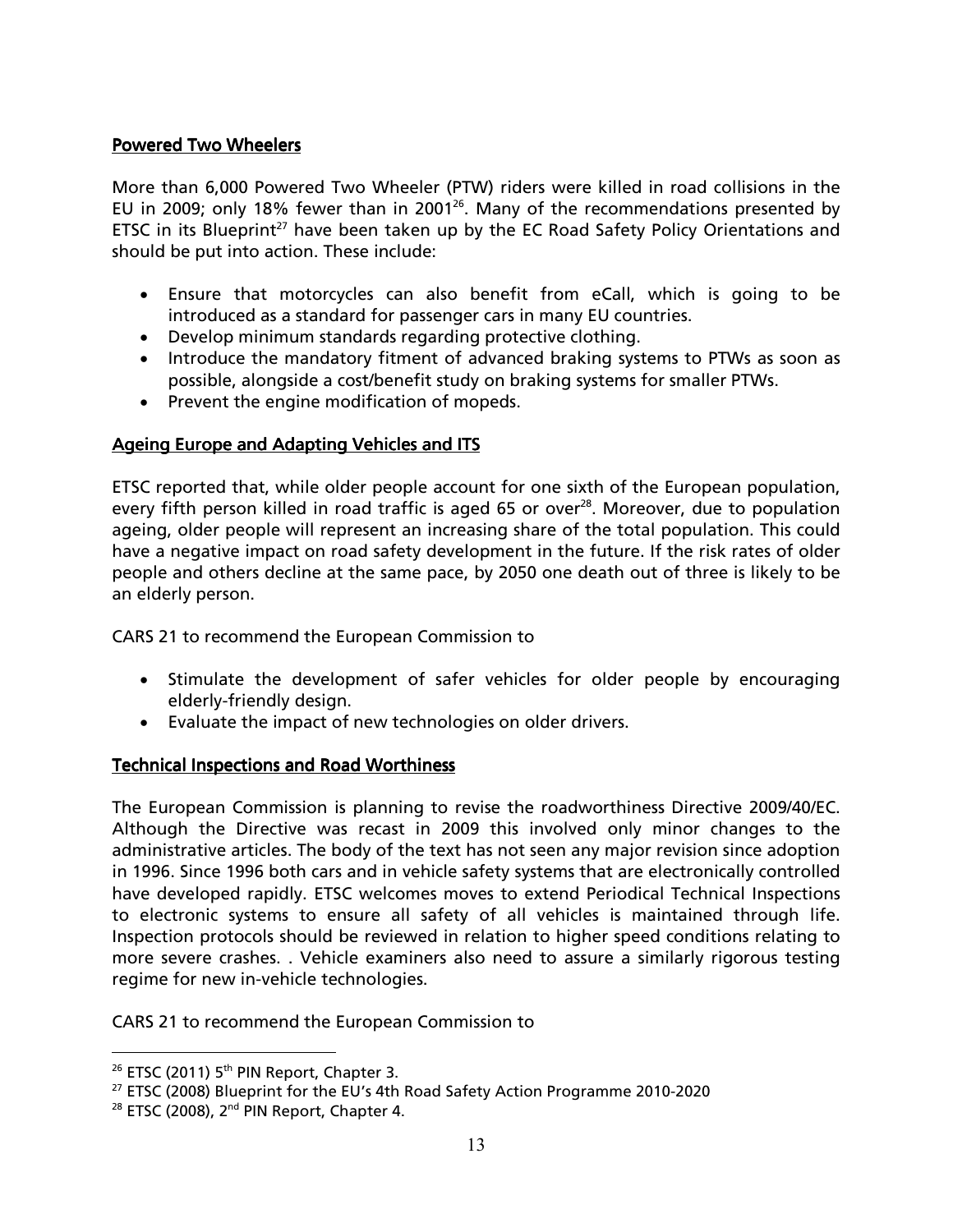## Powered Two Wheelers

More than 6,000 Powered Two Wheeler (PTW) riders were killed in road collisions in the EU in 2009; only 18% fewer than in 2001[26]. Many of the recommendations presented by ETSC in its Blueprint[27] have been taken up by the EC Road Safety Policy Orientations and should be put into action. These include:

- Ensure that motorcycles can also benefit from eCall, which is going to be introduced as a standard for passenger cars in many EU countries.
- Develop minimum standards regarding protective clothing.
- Introduce the mandatory fitment of advanced braking systems to PTWs as soon as possible, alongside a cost/benefit study on braking systems for smaller PTWs.
- Prevent the engine modification of mopeds.

## Ageing Europe and Adapting Vehicles and ITS

ETSC reported that, while older people account for one sixth of the European population, every fifth person killed in road traffic is aged 65 or over[28]. Moreover, due to population ageing, older people will represent an increasing share of the total population. This could have a negative impact on road safety development in the future. If the risk rates of older people and others decline at the same pace, by 2050 one death out of three is likely to be an elderly person.

CARS 21 to recommend the European Commission to

- Stimulate the development of safer vehicles for older people by encouraging elderly-friendly design.
- Evaluate the impact of new technologies on older drivers.

## Technical Inspections and Road Worthiness

The European Commission is planning to revise the roadworthiness Directive 2009/40/EC. Although the Directive was recast in 2009 this involved only minor changes to the administrative articles. The body of the text has not seen any major revision since adoption in 1996. Since 1996 both cars and in vehicle safety systems that are electronically controlled have developed rapidly. ETSC welcomes moves to extend Periodical Technical Inspections to electronic systems to ensure all safety of all vehicles is maintained through life. Inspection protocols should be reviewed in relation to higher speed conditions relating to more severe crashes. . Vehicle examiners also need to assure a similarly rigorous testing regime for new in-vehicle technologies.

CARS 21 to recommend the European Commission to

---

[26] ETSC (2011) 5th PIN Report, Chapter 3.

[27] ETSC (2008) Blueprint for the EU's 4th Road Safety Action Programme 2010-2020

[28] ETSC (2008), 2nd PIN Report, Chapter 4.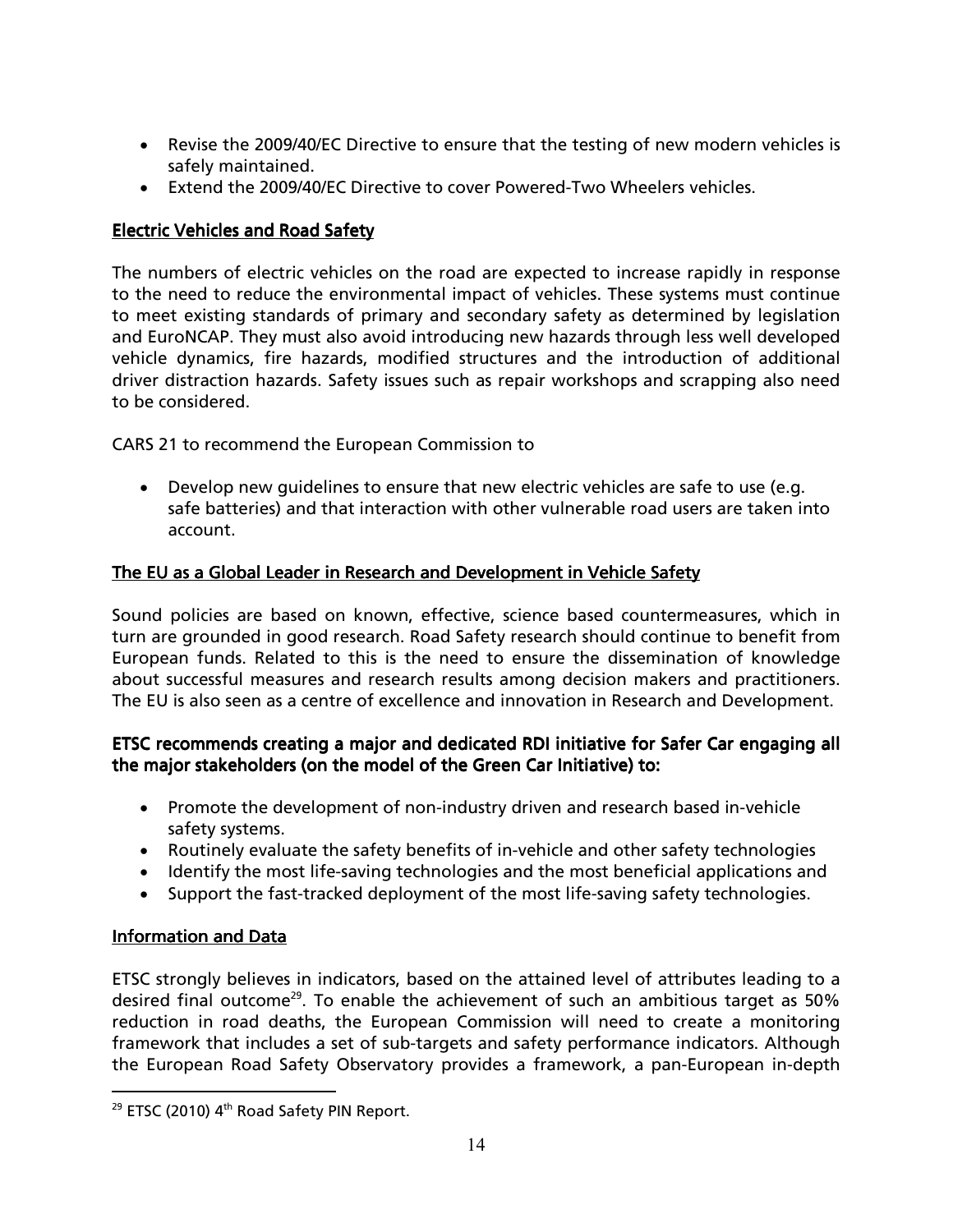- Revise the 2009/40/EC Directive to ensure that the testing of new modern vehicles is safely maintained.
- Extend the 2009/40/EC Directive to cover Powered-Two Wheelers vehicles.

## Electric Vehicles and Road Safety

The numbers of electric vehicles on the road are expected to increase rapidly in response to the need to reduce the environmental impact of vehicles. These systems must continue to meet existing standards of primary and secondary safety as determined by legislation and EuroNCAP. They must also avoid introducing new hazards through less well developed vehicle dynamics, fire hazards, modified structures and the introduction of additional driver distraction hazards. Safety issues such as repair workshops and scrapping also need to be considered.

CARS 21 to recommend the European Commission to

- Develop new guidelines to ensure that new electric vehicles are safe to use (e.g. safe batteries) and that interaction with other vulnerable road users are taken into account.

## The EU as a Global Leader in Research and Development in Vehicle Safety

Sound policies are based on known, effective, science based countermeasures, which in turn are grounded in good research. Road Safety research should continue to benefit from European funds. Related to this is the need to ensure the dissemination of knowledge about successful measures and research results among decision makers and practitioners. The EU is also seen as a centre of excellence and innovation in Research and Development.

**ETSC recommends creating a major and dedicated RDI initiative for Safer Car engaging all the major stakeholders (on the model of the Green Car Initiative) to:**

- Promote the development of non-industry driven and research based in-vehicle safety systems.
- Routinely evaluate the safety benefits of in-vehicle and other safety technologies
- Identify the most life-saving technologies and the most beneficial applications and
- Support the fast-tracked deployment of the most life-saving safety technologies.

## Information and Data

ETSC strongly believes in indicators, based on the attained level of attributes leading to a desired final outcome[29]. To enable the achievement of such an ambitious target as 50% reduction in road deaths, the European Commission will need to create a monitoring framework that includes a set of sub-targets and safety performance indicators. Although the European Road Safety Observatory provides a framework, a pan-European in-depth

[29] ETSC (2010) 4th Road Safety PIN Report.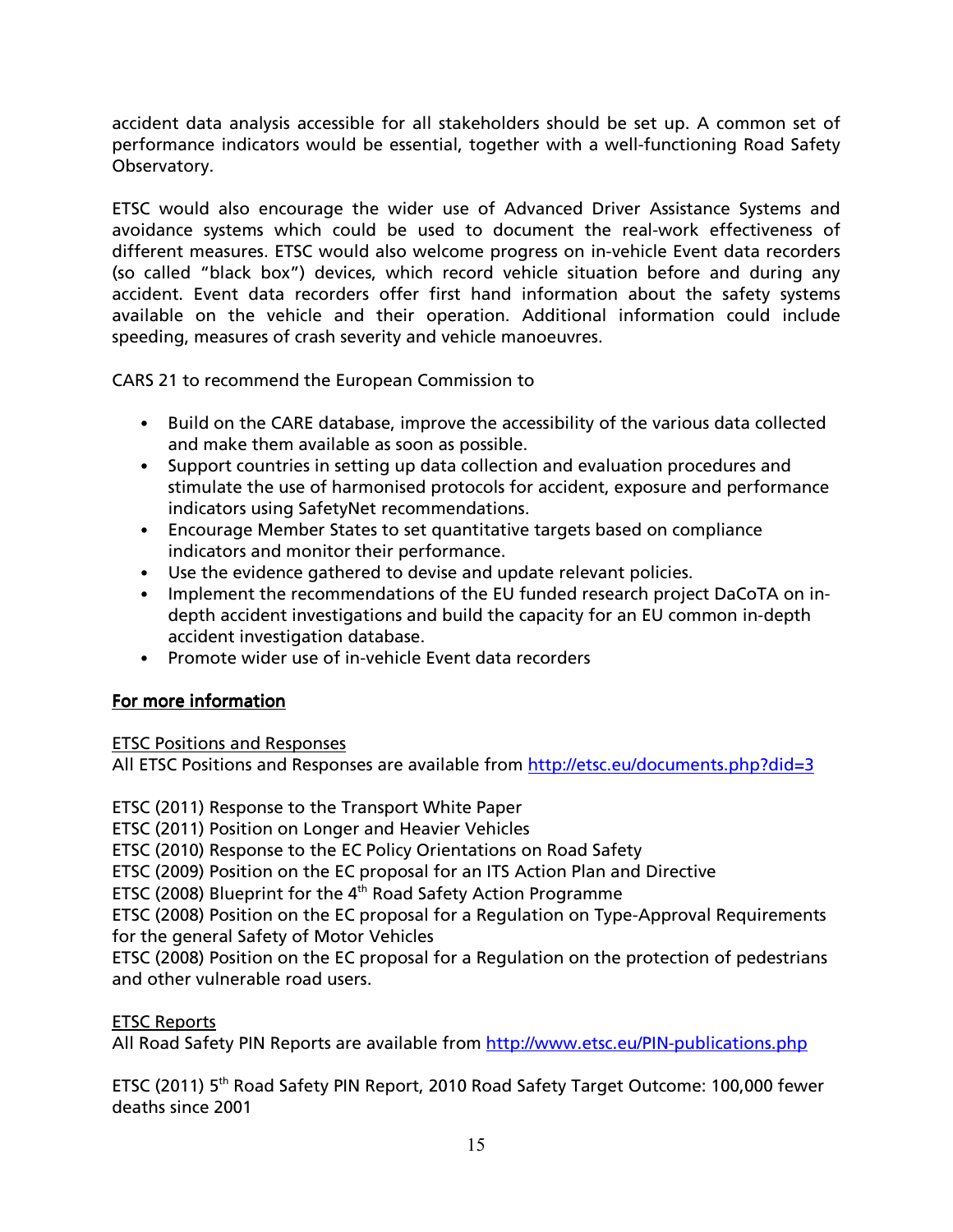accident data analysis accessible for all stakeholders should be set up. A common set of performance indicators would be essential, together with a well-functioning Road Safety Observatory.

ETSC would also encourage the wider use of Advanced Driver Assistance Systems and avoidance systems which could be used to document the real-work effectiveness of different measures. ETSC would also welcome progress on in-vehicle Event data recorders (so called "black box") devices, which record vehicle situation before and during any accident. Event data recorders offer first hand information about the safety systems available on the vehicle and their operation. Additional information could include speeding, measures of crash severity and vehicle manoeuvres.

CARS 21 to recommend the European Commission to

- Build on the CARE database, improve the accessibility of the various data collected and make them available as soon as possible.
- Support countries in setting up data collection and evaluation procedures and stimulate the use of harmonised protocols for accident, exposure and performance indicators using SafetyNet recommendations.
- Encourage Member States to set quantitative targets based on compliance indicators and monitor their performance.
- Use the evidence gathered to devise and update relevant policies.
- Implement the recommendations of the EU funded research project DaCoTA on in-depth accident investigations and build the capacity for an EU common in-depth accident investigation database.
- Promote wider use of in-vehicle Event data recorders

## For more information

ETSC Positions and Responses
All ETSC Positions and Responses are available from http://etsc.eu/documents.php?did=3

ETSC (2011) Response to the Transport White Paper
ETSC (2011) Position on Longer and Heavier Vehicles
ETSC (2010) Response to the EC Policy Orientations on Road Safety
ETSC (2009) Position on the EC proposal for an ITS Action Plan and Directive
ETSC (2008) Blueprint for the 4th Road Safety Action Programme
ETSC (2008) Position on the EC proposal for a Regulation on Type-Approval Requirements for the general Safety of Motor Vehicles
ETSC (2008) Position on the EC proposal for a Regulation on the protection of pedestrians and other vulnerable road users.

ETSC Reports
All Road Safety PIN Reports are available from http://www.etsc.eu/PIN-publications.php

ETSC (2011) 5th Road Safety PIN Report, 2010 Road Safety Target Outcome: 100,000 fewer deaths since 2001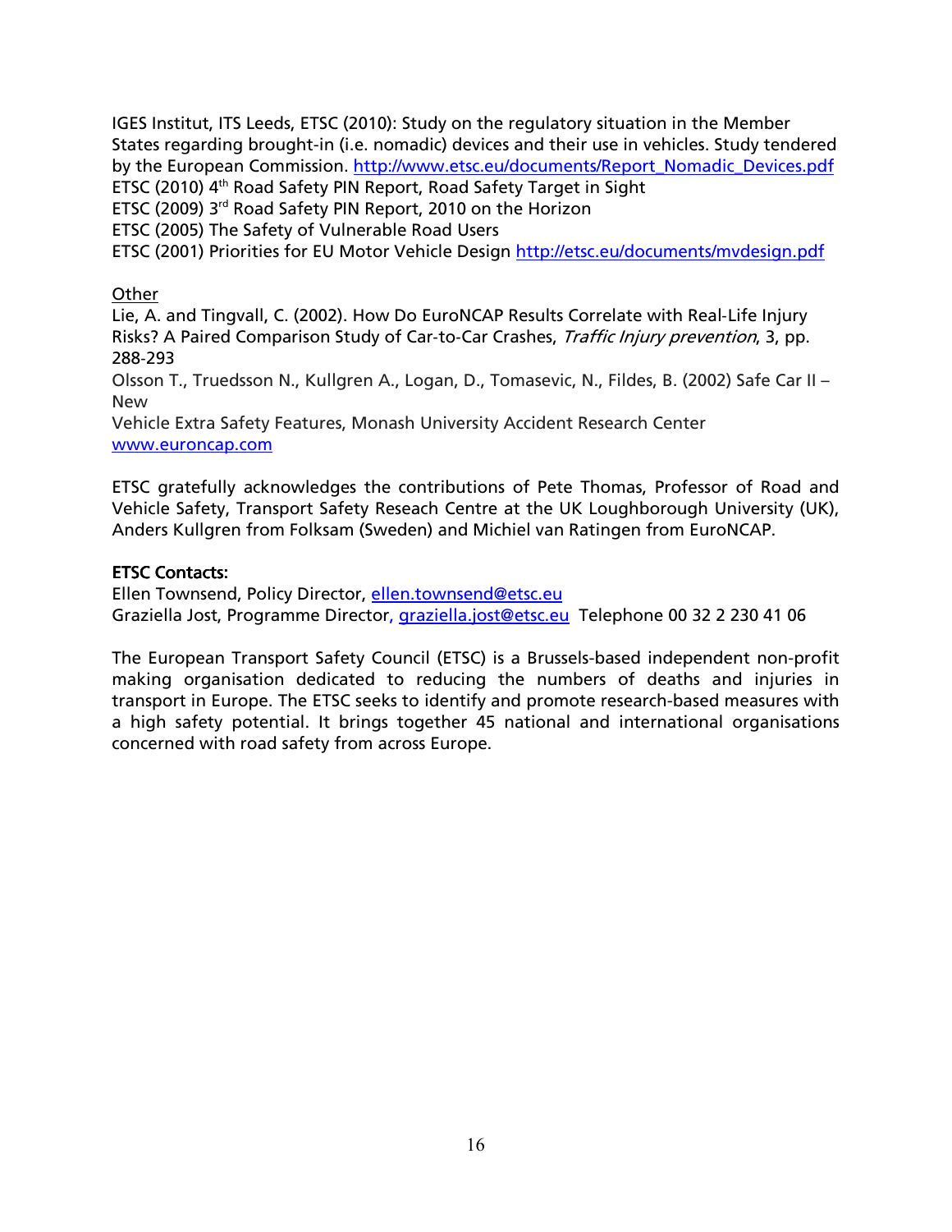IGES Institut, ITS Leeds, ETSC (2010): Study on the regulatory situation in the Member States regarding brought-in (i.e. nomadic) devices and their use in vehicles. Study tendered by the European Commission. http://www.etsc.eu/documents/Report_Nomadic_Devices.pdf
ETSC (2010) 4th Road Safety PIN Report, Road Safety Target in Sight
ETSC (2009) 3rd Road Safety PIN Report, 2010 on the Horizon
ETSC (2005) The Safety of Vulnerable Road Users
ETSC (2001) Priorities for EU Motor Vehicle Design http://etsc.eu/documents/mvdesign.pdf

Other
Lie, A. and Tingvall, C. (2002). How Do EuroNCAP Results Correlate with Real-Life Injury Risks? A Paired Comparison Study of Car-to-Car Crashes, *Traffic Injury prevention*, 3, pp. 288-293
Olsson T., Truedsson N., Kullgren A., Logan, D., Tomasevic, N., Fildes, B. (2002) Safe Car II – New
Vehicle Extra Safety Features, Monash University Accident Research Center
www.euroncap.com

ETSC gratefully acknowledges the contributions of Pete Thomas, Professor of Road and Vehicle Safety, Transport Safety Reseach Centre at the UK Loughborough University (UK), Anders Kullgren from Folksam (Sweden) and Michiel van Ratingen from EuroNCAP.

**ETSC Contacts:**
Ellen Townsend, Policy Director, ellen.townsend@etsc.eu
Graziella Jost, Programme Director, graziella.jost@etsc.eu Telephone 00 32 2 230 41 06

The European Transport Safety Council (ETSC) is a Brussels-based independent non-profit making organisation dedicated to reducing the numbers of deaths and injuries in transport in Europe. The ETSC seeks to identify and promote research-based measures with a high safety potential. It brings together 45 national and international organisations concerned with road safety from across Europe.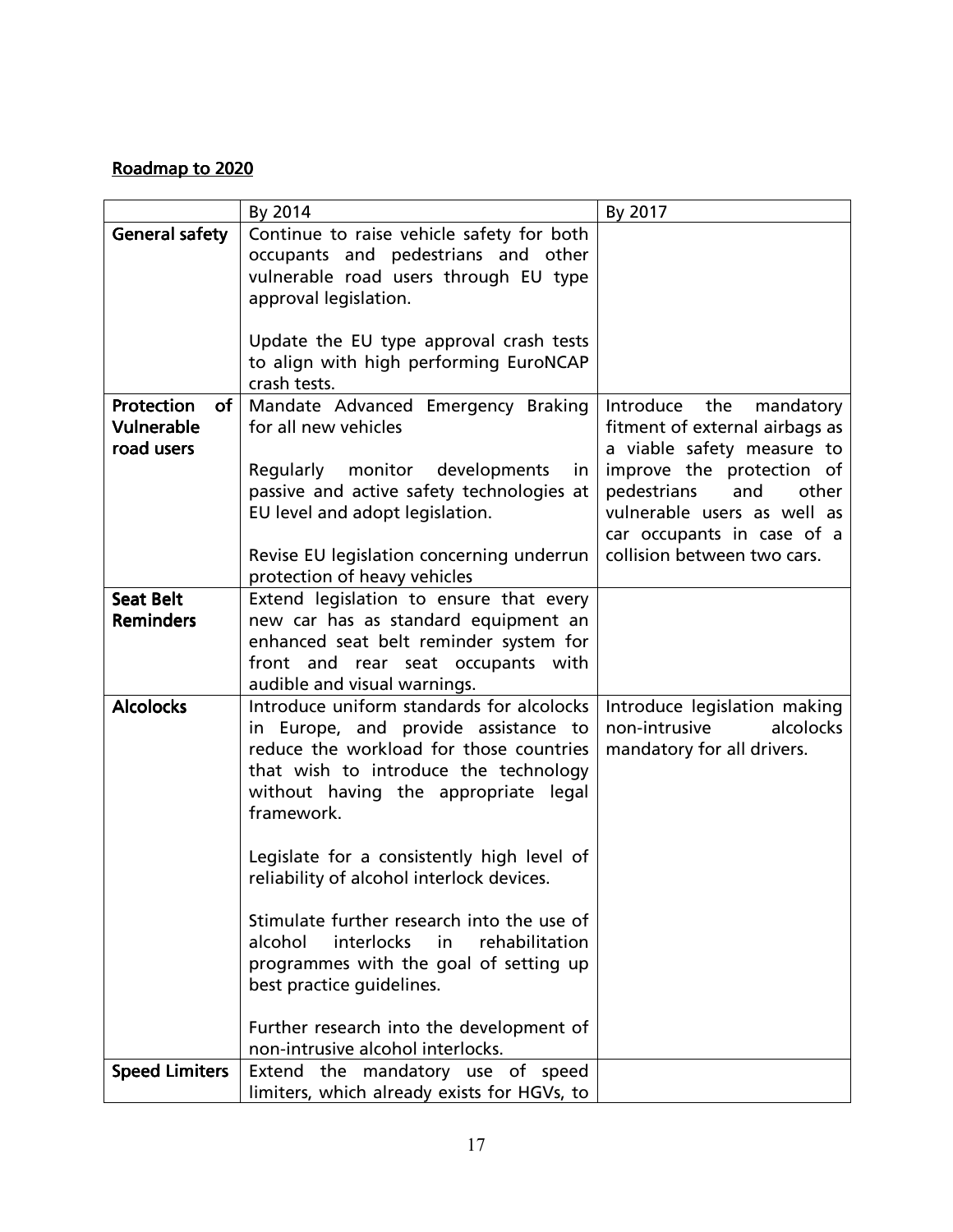Roadmap to 2020

| | By 2014 | By 2017 |
|---|---|---|
| **General safety** | Continue to raise vehicle safety for both occupants and pedestrians and other vulnerable road users through EU type approval legislation.<br><br>Update the EU type approval crash tests to align with high performing EuroNCAP crash tests. | |
| **Protection of Vulnerable road users** | Mandate Advanced Emergency Braking for all new vehicles<br><br>Regularly monitor developments in passive and active safety technologies at EU level and adopt legislation.<br><br>Revise EU legislation concerning underrun protection of heavy vehicles | Introduce the mandatory fitment of external airbags as a viable safety measure to improve the protection of pedestrians and other vulnerable users as well as car occupants in case of a collision between two cars. |
| **Seat Belt Reminders** | Extend legislation to ensure that every new car has as standard equipment an enhanced seat belt reminder system for front and rear seat occupants with audible and visual warnings. | |
| **Alcolocks** | Introduce uniform standards for alcolocks in Europe, and provide assistance to reduce the workload for those countries that wish to introduce the technology without having the appropriate legal framework.<br><br>Legislate for a consistently high level of reliability of alcohol interlock devices.<br><br>Stimulate further research into the use of alcohol interlocks in rehabilitation programmes with the goal of setting up best practice guidelines.<br><br>Further research into the development of non-intrusive alcohol interlocks. | Introduce legislation making non-intrusive alcolocks mandatory for all drivers. |
| **Speed Limiters** | Extend the mandatory use of speed limiters, which already exists for HGVs, to | |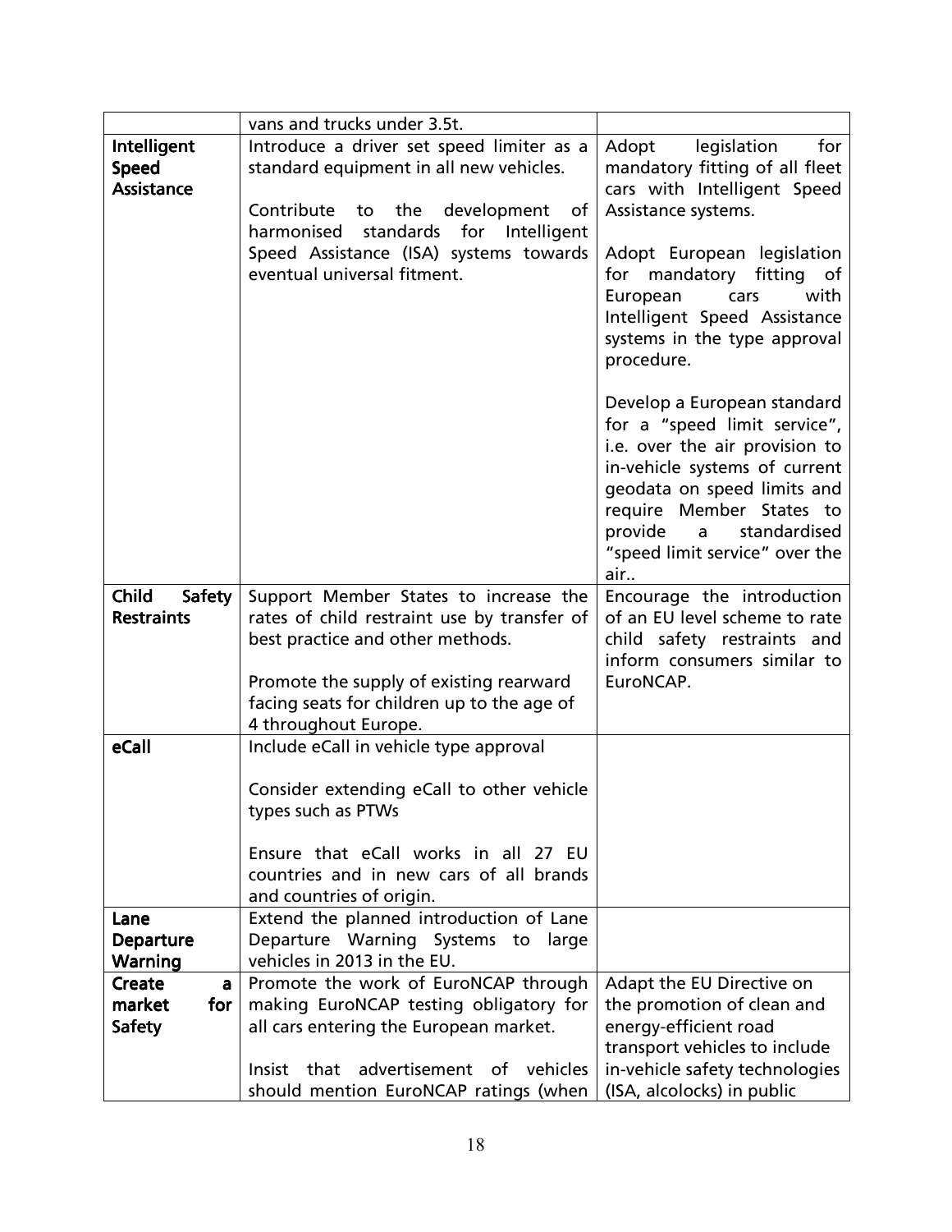| | | |
|---|---|---|
| | vans and trucks under 3.5t. | |
| **Intelligent Speed Assistance** | Introduce a driver set speed limiter as a standard equipment in all new vehicles.<br><br>Contribute to the development of harmonised standards for Intelligent Speed Assistance (ISA) systems towards eventual universal fitment. | Adopt legislation for mandatory fitting of all fleet cars with Intelligent Speed Assistance systems.<br><br>Adopt European legislation for mandatory fitting of European cars with Intelligent Speed Assistance systems in the type approval procedure.<br><br>Develop a European standard for a "speed limit service", i.e. over the air provision to in-vehicle systems of current geodata on speed limits and require Member States to provide a standardised "speed limit service" over the air.. |
| **Child Safety Restraints** | Support Member States to increase the rates of child restraint use by transfer of best practice and other methods.<br><br>Promote the supply of existing rearward facing seats for children up to the age of 4 throughout Europe. | Encourage the introduction of an EU level scheme to rate child safety restraints and inform consumers similar to EuroNCAP. |
| **eCall** | Include eCall in vehicle type approval<br><br>Consider extending eCall to other vehicle types such as PTWs<br><br>Ensure that eCall works in all 27 EU countries and in new cars of all brands and countries of origin. | |
| **Lane Departure Warning** | Extend the planned introduction of Lane Departure Warning Systems to large vehicles in 2013 in the EU. | |
| **Create a market for Safety** | Promote the work of EuroNCAP through making EuroNCAP testing obligatory for all cars entering the European market.<br><br>Insist that advertisement of vehicles should mention EuroNCAP ratings (when | Adapt the EU Directive on the promotion of clean and energy-efficient road transport vehicles to include in-vehicle safety technologies (ISA, alcolocks) in public |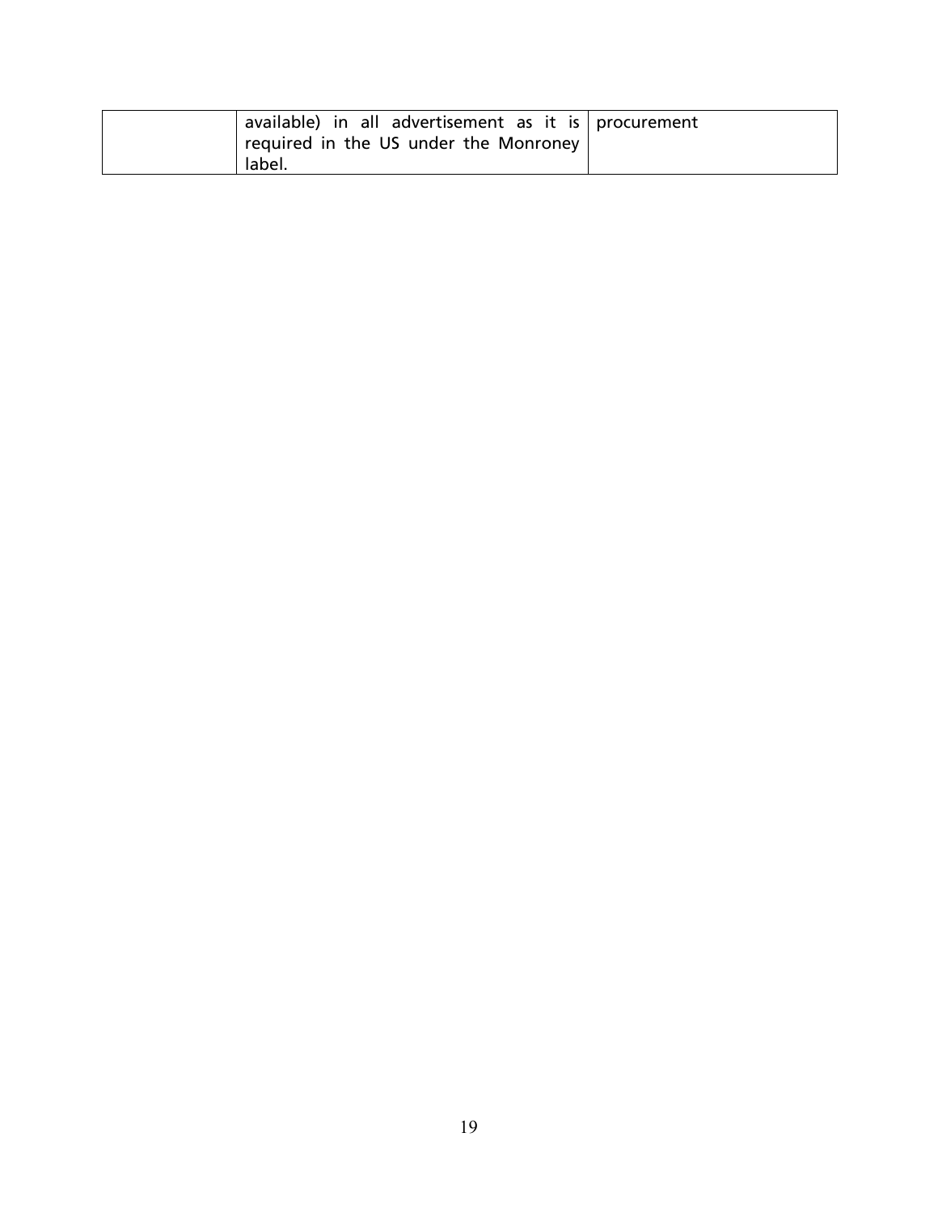| | | |
|---|---|---|
| | available) in all advertisement as it is required in the US under the Monroney label. | procurement |